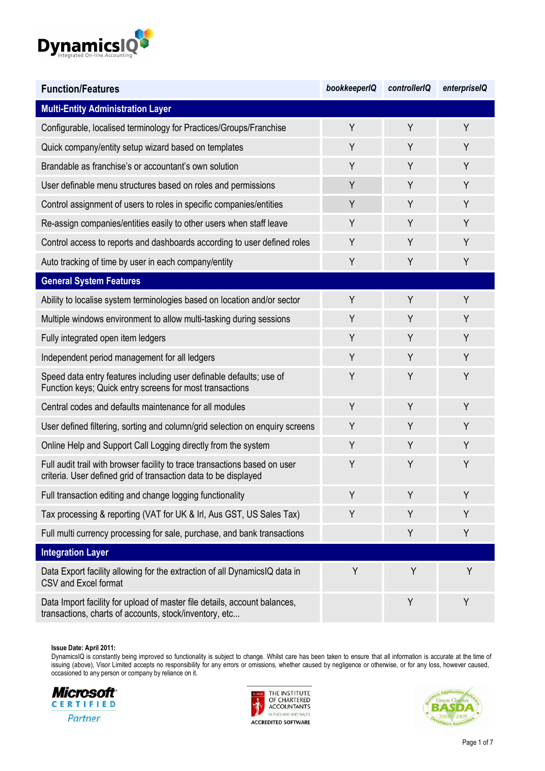DynamicsIQ
Integrated On-line Accounting

| Function/Features | *bookkeeperIQ* | *controllerIQ* | *enterpriseIQ* |
|---|---|---|---|
| **Multi-Entity Administration Layer** | | | |
| Configurable, localised terminology for Practices/Groups/Franchise | Y | Y | Y |
| Quick company/entity setup wizard based on templates | Y | Y | Y |
| Brandable as franchise's or accountant's own solution | Y | Y | Y |
| User definable menu structures based on roles and permissions | Y | Y | Y |
| Control assignment of users to roles in specific companies/entities | Y | Y | Y |
| Re-assign companies/entities easily to other users when staff leave | Y | Y | Y |
| Control access to reports and dashboards according to user defined roles | Y | Y | Y |
| Auto tracking of time by user in each company/entity | Y | Y | Y |
| **General System Features** | | | |
| Ability to localise system terminologies based on location and/or sector | Y | Y | Y |
| Multiple windows environment to allow multi-tasking during sessions | Y | Y | Y |
| Fully integrated open item ledgers | Y | Y | Y |
| Independent period management for all ledgers | Y | Y | Y |
| Speed data entry features including user definable defaults; use of Function keys; Quick entry screens for most transactions | Y | Y | Y |
| Central codes and defaults maintenance for all modules | Y | Y | Y |
| User defined filtering, sorting and column/grid selection on enquiry screens | Y | Y | Y |
| Online Help and Support Call Logging directly from the system | Y | Y | Y |
| Full audit trail with browser facility to trace transactions based on user criteria. User defined grid of transaction data to be displayed | Y | Y | Y |
| Full transaction editing and change logging functionality | Y | Y | Y |
| Tax processing & reporting (VAT for UK & Irl, Aus GST, US Sales Tax) | Y | Y | Y |
| Full multi currency processing for sale, purchase, and bank transactions | | Y | Y |
| **Integration Layer** | | | |
| Data Export facility allowing for the extraction of all DynamicsIQ data in CSV and Excel format | Y | Y | Y |
| Data Import facility for upload of master file details, account balances, transactions, charts of accounts, stock/inventory, etc... | | Y | Y |

**Issue Date: April 2011:**
DynamicsIQ is constantly being improved so functionality is subject to change. Whilst care has been taken to ensure that all information is accurate at the time of issuing (above), Visor Limited accepts no responsibility for any errors or omissions, whether caused by negligence or otherwise, or for any loss, however caused, occasioned to any person or company by reliance on it.

Microsoft CERTIFIED Partner

THE INSTITUTE OF CHARTERED ACCOUNTANTS IN ENGLAND AND WALES — ACCREDITED SOFTWARE

Business Application Software Developers Association — BASDA Green Charter 2008 2009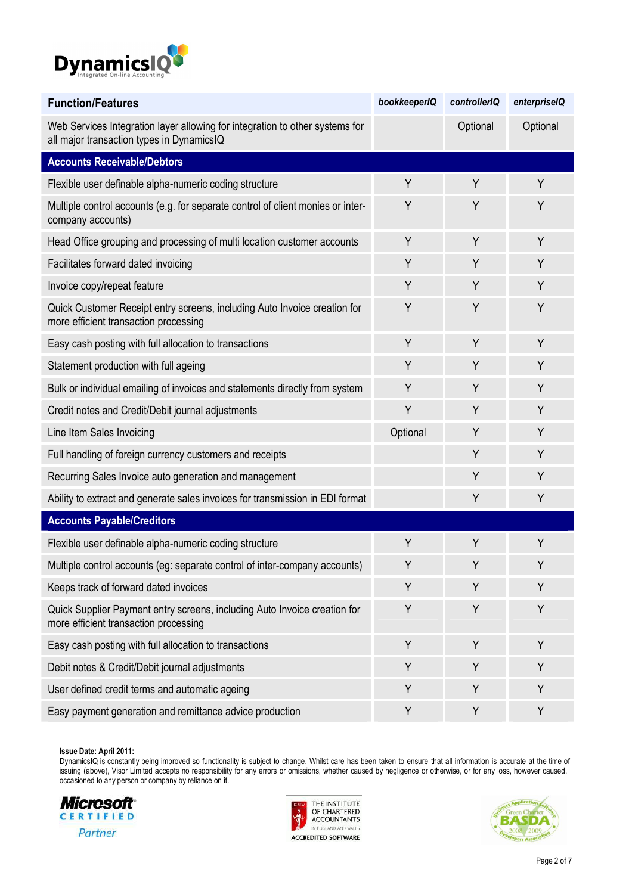| Function/Features | *bookkeeperIQ* | *controllerIQ* | *enterpriseIQ* |
|---|---|---|---|
| Web Services Integration layer allowing for integration to other systems for all major transaction types in DynamicsIQ | | Optional | Optional |
| **Accounts Receivable/Debtors** | | | |
| Flexible user definable alpha-numeric coding structure | Y | Y | Y |
| Multiple control accounts (e.g. for separate control of client monies or inter-company accounts) | Y | Y | Y |
| Head Office grouping and processing of multi location customer accounts | Y | Y | Y |
| Facilitates forward dated invoicing | Y | Y | Y |
| Invoice copy/repeat feature | Y | Y | Y |
| Quick Customer Receipt entry screens, including Auto Invoice creation for more efficient transaction processing | Y | Y | Y |
| Easy cash posting with full allocation to transactions | Y | Y | Y |
| Statement production with full ageing | Y | Y | Y |
| Bulk or individual emailing of invoices and statements directly from system | Y | Y | Y |
| Credit notes and Credit/Debit journal adjustments | Y | Y | Y |
| Line Item Sales Invoicing | Optional | Y | Y |
| Full handling of foreign currency customers and receipts | | Y | Y |
| Recurring Sales Invoice auto generation and management | | Y | Y |
| Ability to extract and generate sales invoices for transmission in EDI format | | Y | Y |
| **Accounts Payable/Creditors** | | | |
| Flexible user definable alpha-numeric coding structure | Y | Y | Y |
| Multiple control accounts (eg: separate control of inter-company accounts) | Y | Y | Y |
| Keeps track of forward dated invoices | Y | Y | Y |
| Quick Supplier Payment entry screens, including Auto Invoice creation for more efficient transaction processing | Y | Y | Y |
| Easy cash posting with full allocation to transactions | Y | Y | Y |
| Debit notes & Credit/Debit journal adjustments | Y | Y | Y |
| User defined credit terms and automatic ageing | Y | Y | Y |
| Easy payment generation and remittance advice production | Y | Y | Y |

**Issue Date: April 2011:**
DynamicsIQ is constantly being improved so functionality is subject to change. Whilst care has been taken to ensure that all information is accurate at the time of issuing (above), Visor Limited accepts no responsibility for any errors or omissions, whether caused by negligence or otherwise, or for any loss, however caused, occasioned to any person or company by reliance on it.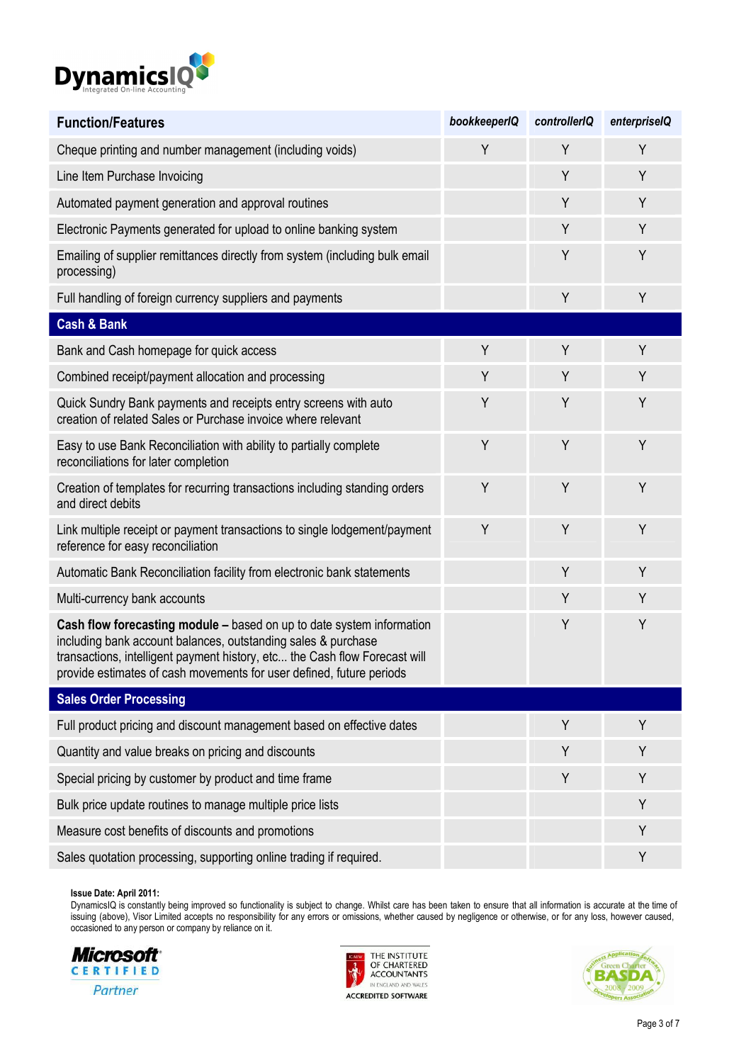| Function/Features | bookkeeperIQ | controllerIQ | enterpriseIQ |
|---|---|---|---|
| Cheque printing and number management (including voids) | Y | Y | Y |
| Line Item Purchase Invoicing | | Y | Y |
| Automated payment generation and approval routines | | Y | Y |
| Electronic Payments generated for upload to online banking system | | Y | Y |
| Emailing of supplier remittances directly from system (including bulk email processing) | | Y | Y |
| Full handling of foreign currency suppliers and payments | | Y | Y |
| **Cash & Bank** | | | |
| Bank and Cash homepage for quick access | Y | Y | Y |
| Combined receipt/payment allocation and processing | Y | Y | Y |
| Quick Sundry Bank payments and receipts entry screens with auto creation of related Sales or Purchase invoice where relevant | Y | Y | Y |
| Easy to use Bank Reconciliation with ability to partially complete reconciliations for later completion | Y | Y | Y |
| Creation of templates for recurring transactions including standing orders and direct debits | Y | Y | Y |
| Link multiple receipt or payment transactions to single lodgement/payment reference for easy reconciliation | Y | Y | Y |
| Automatic Bank Reconciliation facility from electronic bank statements | | Y | Y |
| Multi-currency bank accounts | | Y | Y |
| **Cash flow forecasting module –** based on up to date system information including bank account balances, outstanding sales & purchase transactions, intelligent payment history, etc... the Cash flow Forecast will provide estimates of cash movements for user defined, future periods | | Y | Y |
| **Sales Order Processing** | | | |
| Full product pricing and discount management based on effective dates | | Y | Y |
| Quantity and value breaks on pricing and discounts | | Y | Y |
| Special pricing by customer by product and time frame | | Y | Y |
| Bulk price update routines to manage multiple price lists | | | Y |
| Measure cost benefits of discounts and promotions | | | Y |
| Sales quotation processing, supporting online trading if required. | | | Y |

**Issue Date: April 2011:**
DynamicsIQ is constantly being improved so functionality is subject to change. Whilst care has been taken to ensure that all information is accurate at the time of issuing (above), Visor Limited accepts no responsibility for any errors or omissions, whether caused by negligence or otherwise, or for any loss, however caused, occasioned to any person or company by reliance on it.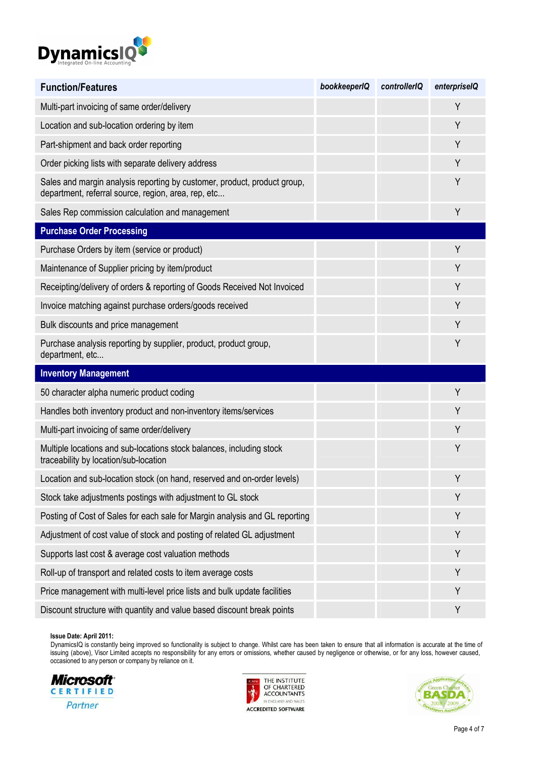| Function/Features | *bookkeeperIQ* | *controllerIQ* | *enterpriseIQ* |
|---|---|---|---|
| Multi-part invoicing of same order/delivery | | | Y |
| Location and sub-location ordering by item | | | Y |
| Part-shipment and back order reporting | | | Y |
| Order picking lists with separate delivery address | | | Y |
| Sales and margin analysis reporting by customer, product, product group, department, referral source, region, area, rep, etc... | | | Y |
| Sales Rep commission calculation and management | | | Y |
| **Purchase Order Processing** | | | |
| Purchase Orders by item (service or product) | | | Y |
| Maintenance of Supplier pricing by item/product | | | Y |
| Receipting/delivery of orders & reporting of Goods Received Not Invoiced | | | Y |
| Invoice matching against purchase orders/goods received | | | Y |
| Bulk discounts and price management | | | Y |
| Purchase analysis reporting by supplier, product, product group, department, etc... | | | Y |
| **Inventory Management** | | | |
| 50 character alpha numeric product coding | | | Y |
| Handles both inventory product and non-inventory items/services | | | Y |
| Multi-part invoicing of same order/delivery | | | Y |
| Multiple locations and sub-locations stock balances, including stock traceability by location/sub-location | | | Y |
| Location and sub-location stock (on hand, reserved and on-order levels) | | | Y |
| Stock take adjustments postings with adjustment to GL stock | | | Y |
| Posting of Cost of Sales for each sale for Margin analysis and GL reporting | | | Y |
| Adjustment of cost value of stock and posting of related GL adjustment | | | Y |
| Supports last cost & average cost valuation methods | | | Y |
| Roll-up of transport and related costs to item average costs | | | Y |
| Price management with multi-level price lists and bulk update facilities | | | Y |
| Discount structure with quantity and value based discount break points | | | Y |

**Issue Date: April 2011:**
DynamicsIQ is constantly being improved so functionality is subject to change. Whilst care has been taken to ensure that all information is accurate at the time of issuing (above), Visor Limited accepts no responsibility for any errors or omissions, whether caused by negligence or otherwise, or for any loss, however caused, occasioned to any person or company by reliance on it.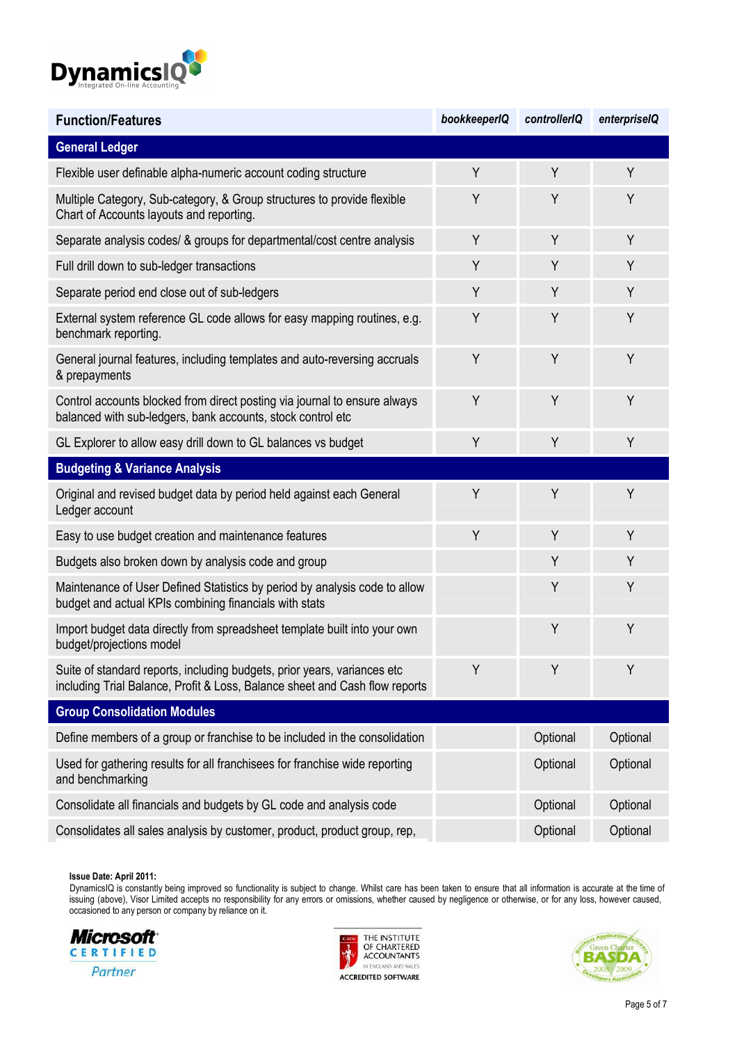| Function/Features | bookkeeperIQ | controllerIQ | enterpriseIQ |
|---|---|---|---|
| **General Ledger** | | | |
| Flexible user definable alpha-numeric account coding structure | Y | Y | Y |
| Multiple Category, Sub-category, & Group structures to provide flexible Chart of Accounts layouts and reporting. | Y | Y | Y |
| Separate analysis codes/ & groups for departmental/cost centre analysis | Y | Y | Y |
| Full drill down to sub-ledger transactions | Y | Y | Y |
| Separate period end close out of sub-ledgers | Y | Y | Y |
| External system reference GL code allows for easy mapping routines, e.g. benchmark reporting. | Y | Y | Y |
| General journal features, including templates and auto-reversing accruals & prepayments | Y | Y | Y |
| Control accounts blocked from direct posting via journal to ensure always balanced with sub-ledgers, bank accounts, stock control etc | Y | Y | Y |
| GL Explorer to allow easy drill down to GL balances vs budget | Y | Y | Y |
| **Budgeting & Variance Analysis** | | | |
| Original and revised budget data by period held against each General Ledger account | Y | Y | Y |
| Easy to use budget creation and maintenance features | Y | Y | Y |
| Budgets also broken down by analysis code and group | | Y | Y |
| Maintenance of User Defined Statistics by period by analysis code to allow budget and actual KPIs combining financials with stats | | Y | Y |
| Import budget data directly from spreadsheet template built into your own budget/projections model | | Y | Y |
| Suite of standard reports, including budgets, prior years, variances etc including Trial Balance, Profit & Loss, Balance sheet and Cash flow reports | Y | Y | Y |
| **Group Consolidation Modules** | | | |
| Define members of a group or franchise to be included in the consolidation | | Optional | Optional |
| Used for gathering results for all franchisees for franchise wide reporting and benchmarking | | Optional | Optional |
| Consolidate all financials and budgets by GL code and analysis code | | Optional | Optional |
| Consolidates all sales analysis by customer, product, product group, rep, | | Optional | Optional |

**Issue Date: April 2011:**
DynamicsIQ is constantly being improved so functionality is subject to change. Whilst care has been taken to ensure that all information is accurate at the time of issuing (above), Visor Limited accepts no responsibility for any errors or omissions, whether caused by negligence or otherwise, or for any loss, however caused, occasioned to any person or company by reliance on it.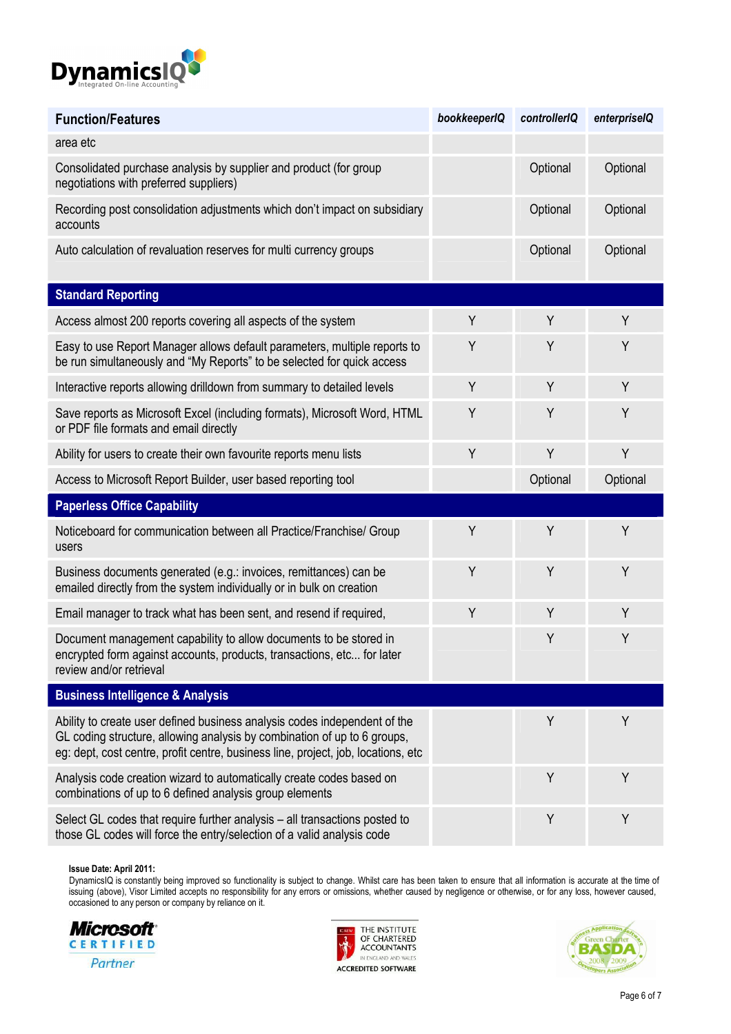| Function/Features | bookkeeperIQ | controllerIQ | enterpriseIQ |
|---|---|---|---|
| area etc | | | |
| Consolidated purchase analysis by supplier and product (for group negotiations with preferred suppliers) | | Optional | Optional |
| Recording post consolidation adjustments which don't impact on subsidiary accounts | | Optional | Optional |
| Auto calculation of revaluation reserves for multi currency groups | | Optional | Optional |
| **Standard Reporting** | | | |
| Access almost 200 reports covering all aspects of the system | Y | Y | Y |
| Easy to use Report Manager allows default parameters, multiple reports to be run simultaneously and "My Reports" to be selected for quick access | Y | Y | Y |
| Interactive reports allowing drilldown from summary to detailed levels | Y | Y | Y |
| Save reports as Microsoft Excel (including formats), Microsoft Word, HTML or PDF file formats and email directly | Y | Y | Y |
| Ability for users to create their own favourite reports menu lists | Y | Y | Y |
| Access to Microsoft Report Builder, user based reporting tool | | Optional | Optional |
| **Paperless Office Capability** | | | |
| Noticeboard for communication between all Practice/Franchise/ Group users | Y | Y | Y |
| Business documents generated (e.g.: invoices, remittances) can be emailed directly from the system individually or in bulk on creation | Y | Y | Y |
| Email manager to track what has been sent, and resend if required, | Y | Y | Y |
| Document management capability to allow documents to be stored in encrypted form against accounts, products, transactions, etc... for later review and/or retrieval | | Y | Y |
| **Business Intelligence & Analysis** | | | |
| Ability to create user defined business analysis codes independent of the GL coding structure, allowing analysis by combination of up to 6 groups, eg: dept, cost centre, profit centre, business line, project, job, locations, etc | | Y | Y |
| Analysis code creation wizard to automatically create codes based on combinations of up to 6 defined analysis group elements | | Y | Y |
| Select GL codes that require further analysis – all transactions posted to those GL codes will force the entry/selection of a valid analysis code | | Y | Y |

**Issue Date: April 2011:**
DynamicsIQ is constantly being improved so functionality is subject to change. Whilst care has been taken to ensure that all information is accurate at the time of issuing (above), Visor Limited accepts no responsibility for any errors or omissions, whether caused by negligence or otherwise, or for any loss, however caused, occasioned to any person or company by reliance on it.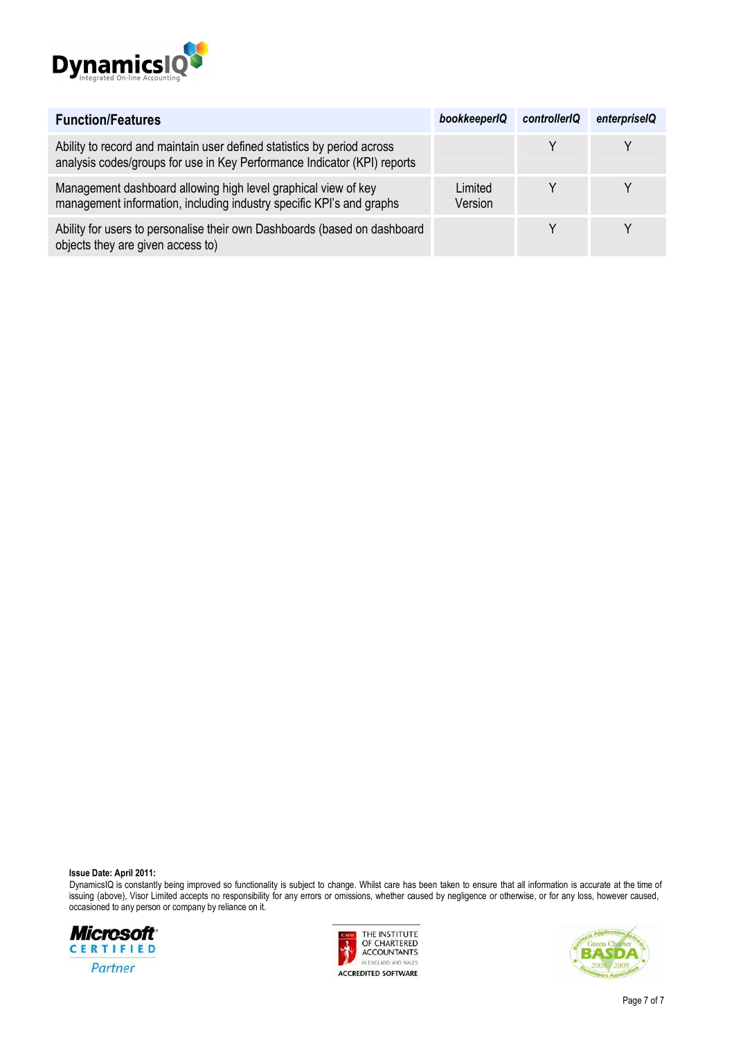| Function/Features | bookkeeperIQ | controllerIQ | enterpriseIQ |
| --- | --- | --- | --- |
| Ability to record and maintain user defined statistics by period across analysis codes/groups for use in Key Performance Indicator (KPI) reports | | Y | Y |
| Management dashboard allowing high level graphical view of key management information, including industry specific KPI's and graphs | Limited Version | Y | Y |
| Ability for users to personalise their own Dashboards (based on dashboard objects they are given access to) | | Y | Y |

**Issue Date: April 2011:**

DynamicsIQ is constantly being improved so functionality is subject to change. Whilst care has been taken to ensure that all information is accurate at the time of issuing (above), Visor Limited accepts no responsibility for any errors or omissions, whether caused by negligence or otherwise, or for any loss, however caused, occasioned to any person or company by reliance on it.